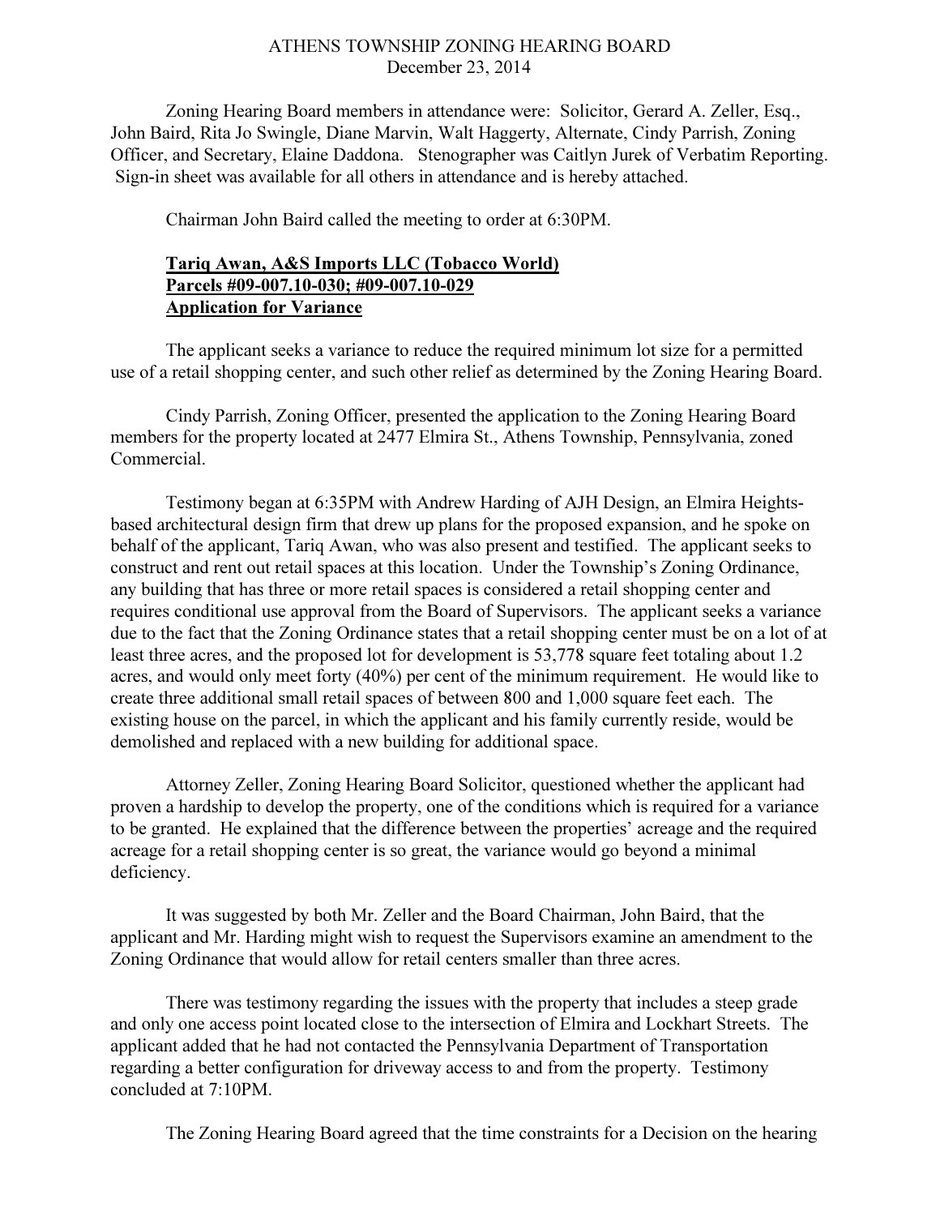# ATHENS TOWNSHIP ZONING HEARING BOARD
December 23, 2014

Zoning Hearing Board members in attendance were: Solicitor, Gerard A. Zeller, Esq., John Baird, Rita Jo Swingle, Diane Marvin, Walt Haggerty, Alternate, Cindy Parrish, Zoning Officer, and Secretary, Elaine Daddona. Stenographer was Caitlyn Jurek of Verbatim Reporting. Sign-in sheet was available for all others in attendance and is hereby attached.

Chairman John Baird called the meeting to order at 6:30PM.

**Tariq Awan, A&S Imports LLC (Tobacco World)**
**Parcels #09-007.10-030; #09-007.10-029**
**Application for Variance**

The applicant seeks a variance to reduce the required minimum lot size for a permitted use of a retail shopping center, and such other relief as determined by the Zoning Hearing Board.

Cindy Parrish, Zoning Officer, presented the application to the Zoning Hearing Board members for the property located at 2477 Elmira St., Athens Township, Pennsylvania, zoned Commercial.

Testimony began at 6:35PM with Andrew Harding of AJH Design, an Elmira Heights-based architectural design firm that drew up plans for the proposed expansion, and he spoke on behalf of the applicant, Tariq Awan, who was also present and testified. The applicant seeks to construct and rent out retail spaces at this location. Under the Township's Zoning Ordinance, any building that has three or more retail spaces is considered a retail shopping center and requires conditional use approval from the Board of Supervisors. The applicant seeks a variance due to the fact that the Zoning Ordinance states that a retail shopping center must be on a lot of at least three acres, and the proposed lot for development is 53,778 square feet totaling about 1.2 acres, and would only meet forty (40%) per cent of the minimum requirement. He would like to create three additional small retail spaces of between 800 and 1,000 square feet each. The existing house on the parcel, in which the applicant and his family currently reside, would be demolished and replaced with a new building for additional space.

Attorney Zeller, Zoning Hearing Board Solicitor, questioned whether the applicant had proven a hardship to develop the property, one of the conditions which is required for a variance to be granted. He explained that the difference between the properties' acreage and the required acreage for a retail shopping center is so great, the variance would go beyond a minimal deficiency.

It was suggested by both Mr. Zeller and the Board Chairman, John Baird, that the applicant and Mr. Harding might wish to request the Supervisors examine an amendment to the Zoning Ordinance that would allow for retail centers smaller than three acres.

There was testimony regarding the issues with the property that includes a steep grade and only one access point located close to the intersection of Elmira and Lockhart Streets. The applicant added that he had not contacted the Pennsylvania Department of Transportation regarding a better configuration for driveway access to and from the property. Testimony concluded at 7:10PM.

The Zoning Hearing Board agreed that the time constraints for a Decision on the hearing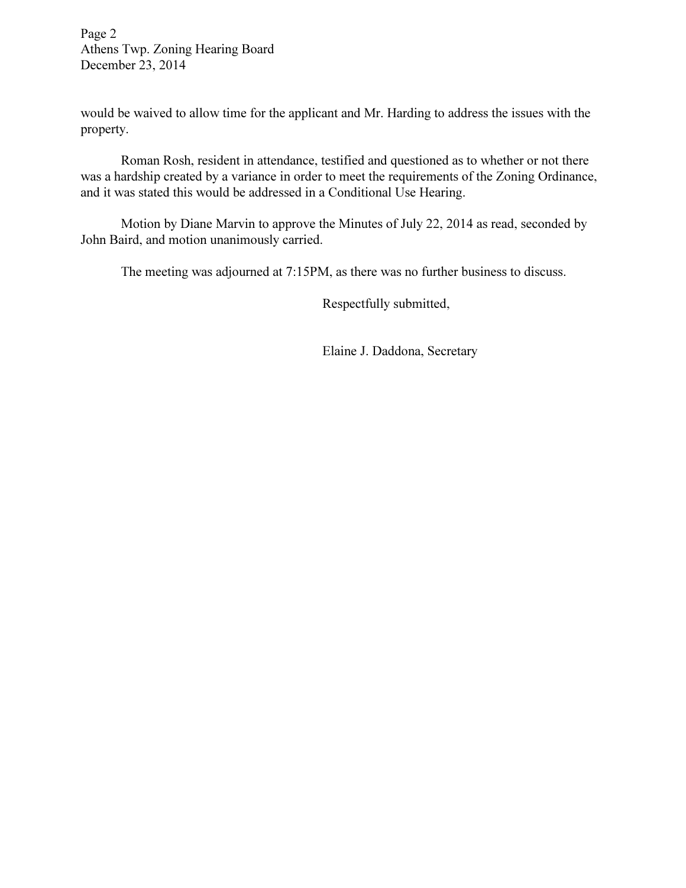would be waived to allow time for the applicant and Mr. Harding to address the issues with the property.

Roman Rosh, resident in attendance, testified and questioned as to whether or not there was a hardship created by a variance in order to meet the requirements of the Zoning Ordinance, and it was stated this would be addressed in a Conditional Use Hearing.

Motion by Diane Marvin to approve the Minutes of July 22, 2014 as read, seconded by John Baird, and motion unanimously carried.

The meeting was adjourned at 7:15PM, as there was no further business to discuss.

Respectfully submitted,

Elaine J. Daddona, Secretary